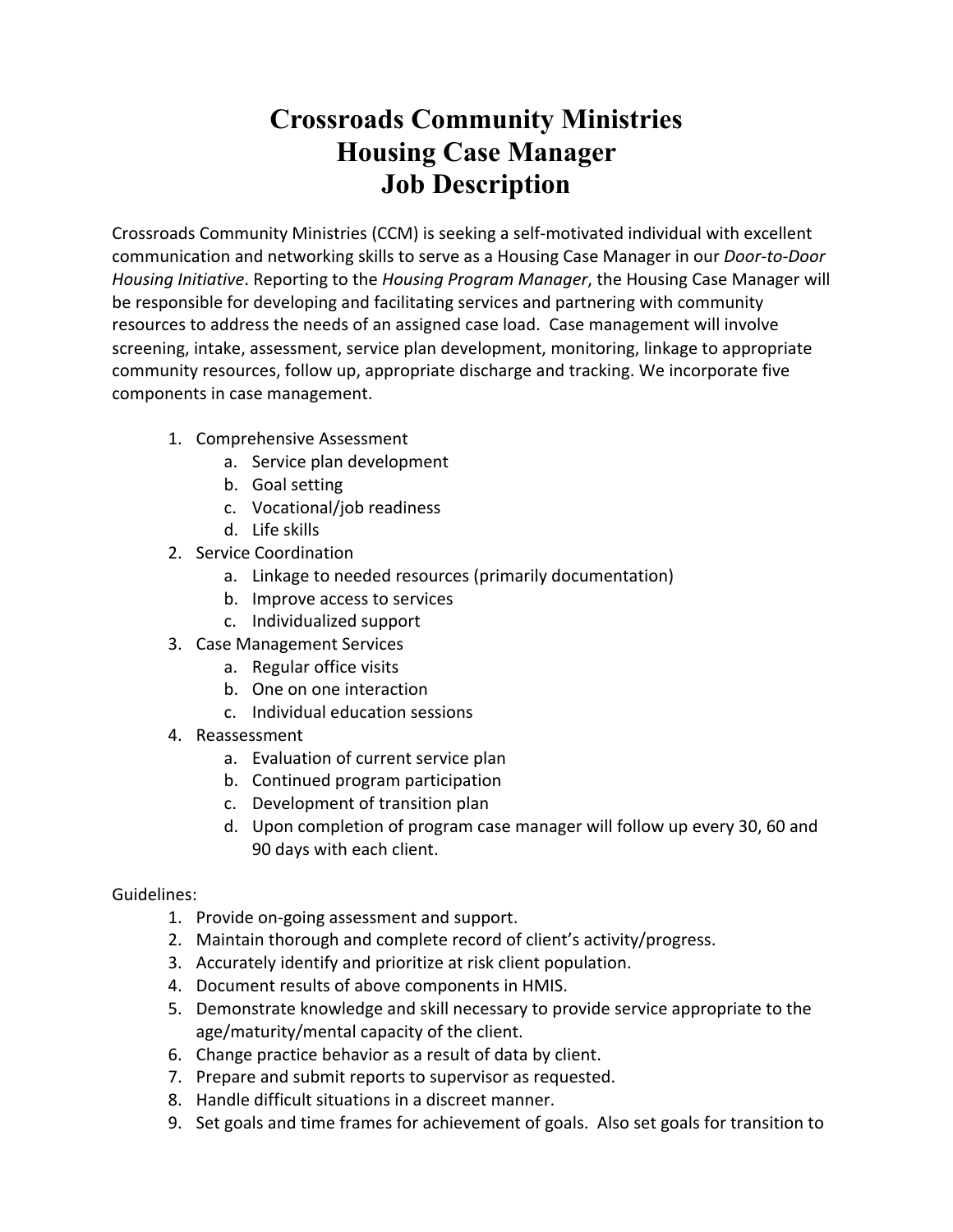# Crossroads Community Ministries
# Housing Case Manager
# Job Description

Crossroads Community Ministries (CCM) is seeking a self-motivated individual with excellent communication and networking skills to serve as a Housing Case Manager in our *Door-to-Door Housing Initiative*. Reporting to the *Housing Program Manager*, the Housing Case Manager will be responsible for developing and facilitating services and partnering with community resources to address the needs of an assigned case load. Case management will involve screening, intake, assessment, service plan development, monitoring, linkage to appropriate community resources, follow up, appropriate discharge and tracking. We incorporate five components in case management.

1. Comprehensive Assessment
   a. Service plan development
   b. Goal setting
   c. Vocational/job readiness
   d. Life skills
2. Service Coordination
   a. Linkage to needed resources (primarily documentation)
   b. Improve access to services
   c. Individualized support
3. Case Management Services
   a. Regular office visits
   b. One on one interaction
   c. Individual education sessions
4. Reassessment
   a. Evaluation of current service plan
   b. Continued program participation
   c. Development of transition plan
   d. Upon completion of program case manager will follow up every 30, 60 and 90 days with each client.

Guidelines:

1. Provide on-going assessment and support.
2. Maintain thorough and complete record of client's activity/progress.
3. Accurately identify and prioritize at risk client population.
4. Document results of above components in HMIS.
5. Demonstrate knowledge and skill necessary to provide service appropriate to the age/maturity/mental capacity of the client.
6. Change practice behavior as a result of data by client.
7. Prepare and submit reports to supervisor as requested.
8. Handle difficult situations in a discreet manner.
9. Set goals and time frames for achievement of goals. Also set goals for transition to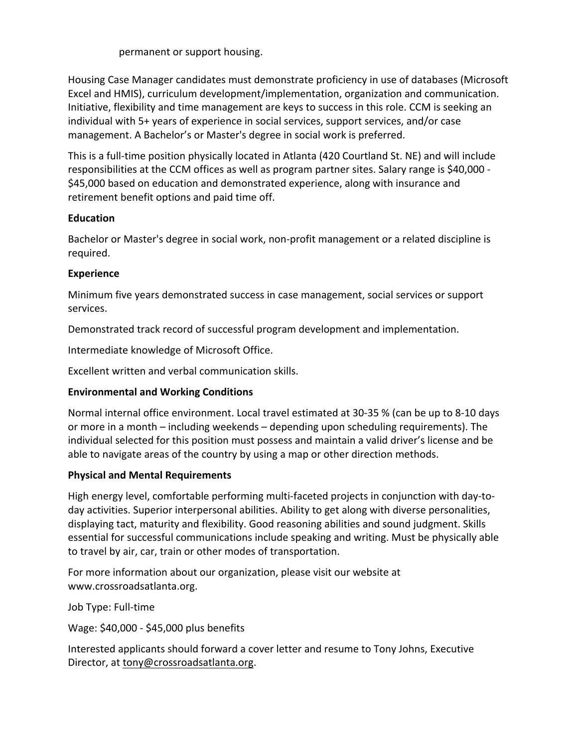permanent or support housing.

Housing Case Manager candidates must demonstrate proficiency in use of databases (Microsoft Excel and HMIS), curriculum development/implementation, organization and communication. Initiative, flexibility and time management are keys to success in this role. CCM is seeking an individual with 5+ years of experience in social services, support services, and/or case management. A Bachelor's or Master's degree in social work is preferred.

This is a full-time position physically located in Atlanta (420 Courtland St. NE) and will include responsibilities at the CCM offices as well as program partner sites. Salary range is $40,000 - $45,000 based on education and demonstrated experience, along with insurance and retirement benefit options and paid time off.

**Education**

Bachelor or Master's degree in social work, non-profit management or a related discipline is required.

**Experience**

Minimum five years demonstrated success in case management, social services or support services.

Demonstrated track record of successful program development and implementation.

Intermediate knowledge of Microsoft Office.

Excellent written and verbal communication skills.

**Environmental and Working Conditions**

Normal internal office environment. Local travel estimated at 30-35 % (can be up to 8-10 days or more in a month – including weekends – depending upon scheduling requirements). The individual selected for this position must possess and maintain a valid driver's license and be able to navigate areas of the country by using a map or other direction methods.

**Physical and Mental Requirements**

High energy level, comfortable performing multi-faceted projects in conjunction with day-to-day activities. Superior interpersonal abilities. Ability to get along with diverse personalities, displaying tact, maturity and flexibility. Good reasoning abilities and sound judgment. Skills essential for successful communications include speaking and writing. Must be physically able to travel by air, car, train or other modes of transportation.

For more information about our organization, please visit our website at www.crossroadsatlanta.org.

Job Type: Full-time

Wage: $40,000 - $45,000 plus benefits

Interested applicants should forward a cover letter and resume to Tony Johns, Executive Director, at tony@crossroadsatlanta.org.